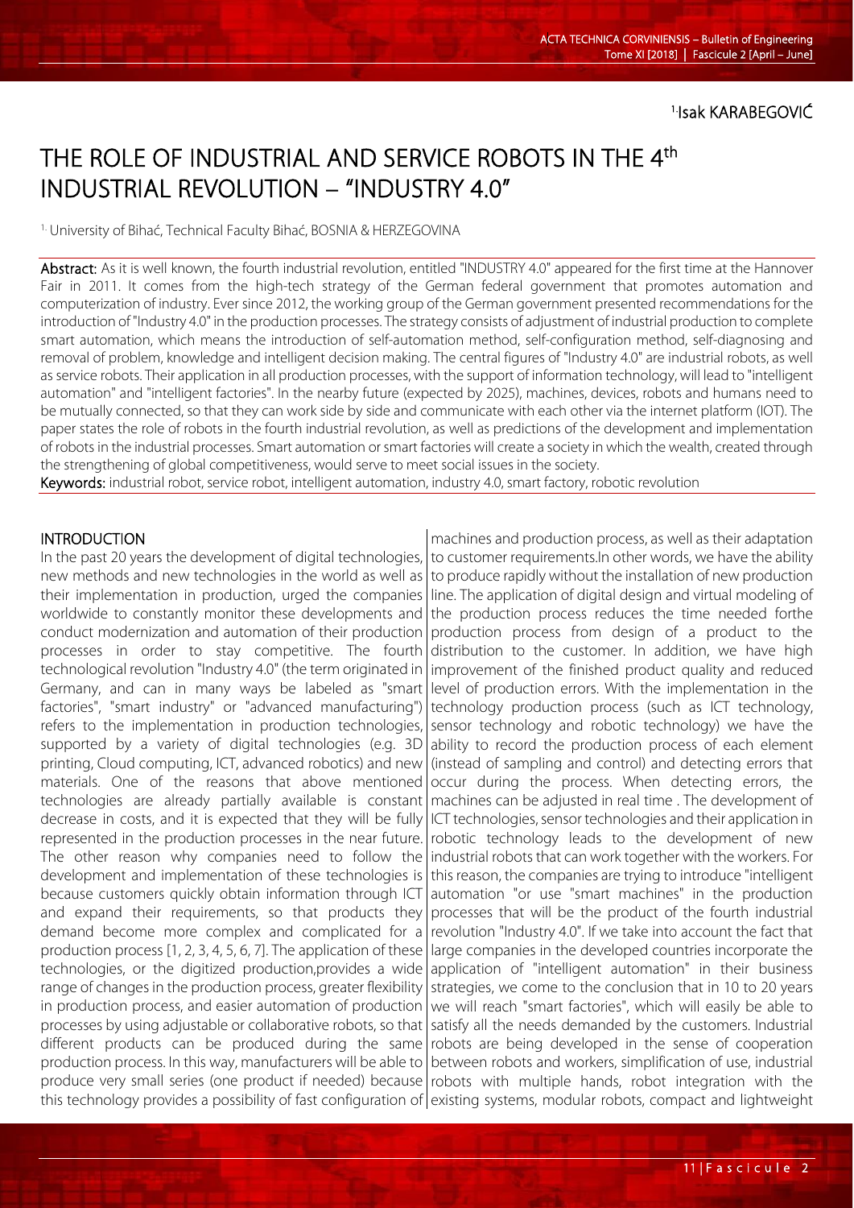[1]Isak KARABEGOVIĆ

# THE ROLE OF INDUSTRIAL AND SERVICE ROBOTS IN THE 4[th] INDUSTRIAL REVOLUTION – "INDUSTRY 4.0"

[1.] University of Bihać, Technical Faculty Bihać, BOSNIA & HERZEGOVINA

**Abstract:** As it is well known, the fourth industrial revolution, entitled "INDUSTRY 4.0" appeared for the first time at the Hannover Fair in 2011. It comes from the high-tech strategy of the German federal government that promotes automation and computerization of industry. Ever since 2012, the working group of the German government presented recommendations for the introduction of "Industry 4.0" in the production processes. The strategy consists of adjustment of industrial production to complete smart automation, which means the introduction of self-automation method, self-configuration method, self-diagnosing and removal of problem, knowledge and intelligent decision making. The central figures of "Industry 4.0" are industrial robots, as well as service robots. Their application in all production processes, with the support of information technology, will lead to "intelligent automation" and "intelligent factories". In the nearby future (expected by 2025), machines, devices, robots and humans need to be mutually connected, so that they can work side by side and communicate with each other via the internet platform (IOT). The paper states the role of robots in the fourth industrial revolution, as well as predictions of the development and implementation of robots in the industrial processes. Smart automation or smart factories will create a society in which the wealth, created through the strengthening of global competitiveness, would serve to meet social issues in the society.

**Keywords:** industrial robot, service robot, intelligent automation, industry 4.0, smart factory, robotic revolution

## INTRODUCTION

In the past 20 years the development of digital technologies, new methods and new technologies in the world as well as their implementation in production, urged the companies worldwide to constantly monitor these developments and conduct modernization and automation of their production processes in order to stay competitive. The fourth technological revolution "Industry 4.0" (the term originated in Germany, and can in many ways be labeled as "smart factories", "smart industry" or "advanced manufacturing") refers to the implementation in production technologies, supported by a variety of digital technologies (e.g. 3D printing, Cloud computing, ICT, advanced robotics) and new materials. One of the reasons that above mentioned technologies are already partially available is constant decrease in costs, and it is expected that they will be fully represented in the production processes in the near future. The other reason why companies need to follow the development and implementation of these technologies is because customers quickly obtain information through ICT and expand their requirements, so that products they demand become more complex and complicated for a production process [1, 2, 3, 4, 5, 6, 7]. The application of these technologies, or the digitized production,provides a wide range of changes in the production process, greater flexibility in production process, and easier automation of production processes by using adjustable or collaborative robots, so that different products can be produced during the same production process. In this way, manufacturers will be able to produce very small series (one product if needed) because this technology provides a possibility of fast configuration of machines and production process, as well as their adaptation to customer requirements.In other words, we have the ability to produce rapidly without the installation of new production line. The application of digital design and virtual modeling of the production process reduces the time needed forthe production process from design of a product to the distribution to the customer. In addition, we have high improvement of the finished product quality and reduced level of production errors. With the implementation in the technology production process (such as ICT technology, sensor technology and robotic technology) we have the ability to record the production process of each element (instead of sampling and control) and detecting errors that occur during the process. When detecting errors, the machines can be adjusted in real time . The development of ICT technologies, sensor technologies and their application in robotic technology leads to the development of new industrial robots that can work together with the workers. For this reason, the companies are trying to introduce "intelligent automation "or use "smart machines" in the production processes that will be the product of the fourth industrial revolution "Industry 4.0". If we take into account the fact that large companies in the developed countries incorporate the application of "intelligent automation" in their business strategies, we come to the conclusion that in 10 to 20 years we will reach "smart factories", which will easily be able to satisfy all the needs demanded by the customers. Industrial robots are being developed in the sense of cooperation between robots and workers, simplification of use, industrial robots with multiple hands, robot integration with the existing systems, modular robots, compact and lightweight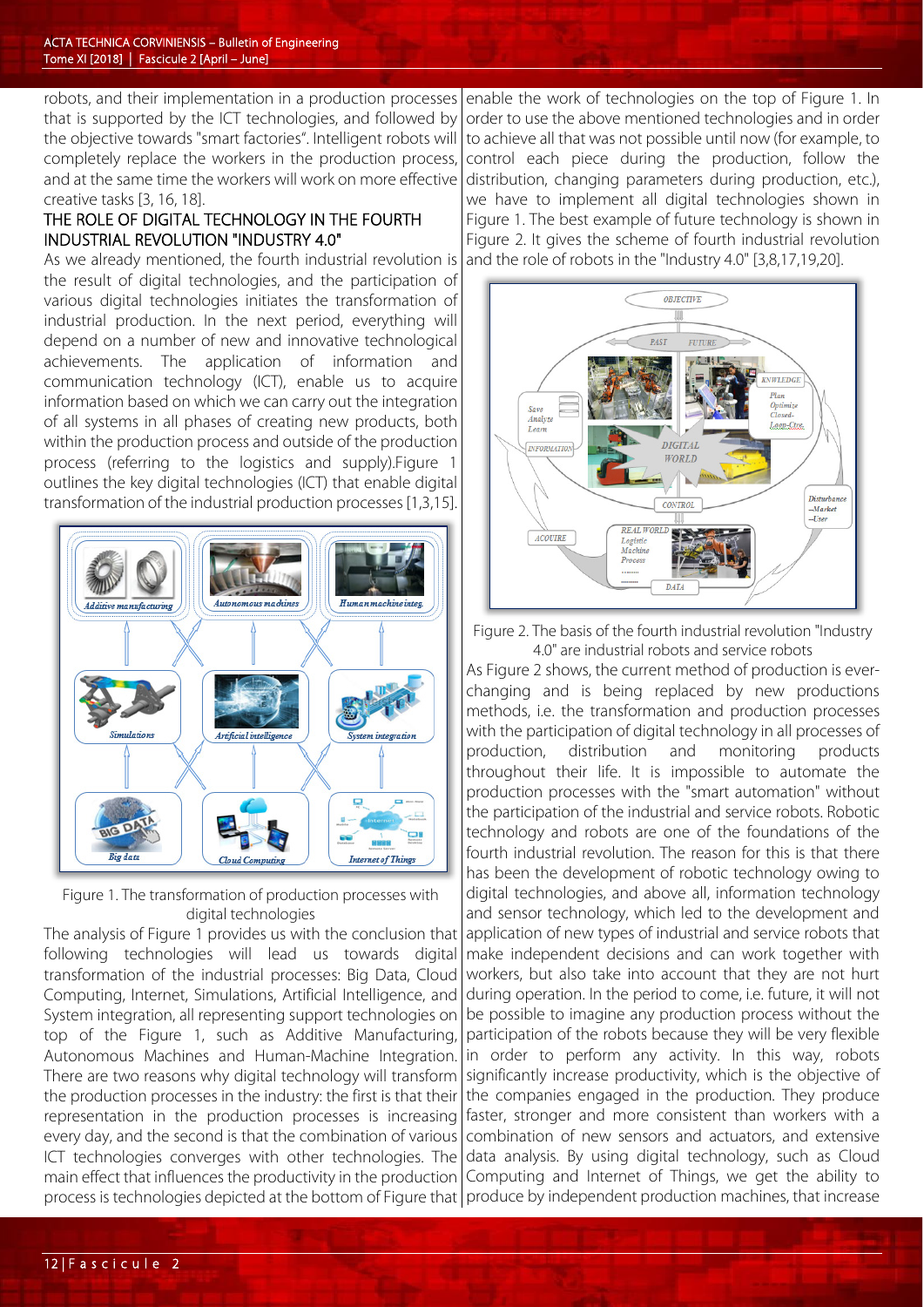robots, and their implementation in a production processes that is supported by the ICT technologies, and followed by the objective towards "smart factories". Intelligent robots will completely replace the workers in the production process, and at the same time the workers will work on more effective creative tasks [3, 16, 18].

## THE ROLE OF DIGITAL TECHNOLOGY IN THE FOURTH INDUSTRIAL REVOLUTION "INDUSTRY 4.0"

As we already mentioned, the fourth industrial revolution is the result of digital technologies, and the participation of various digital technologies initiates the transformation of industrial production. In the next period, everything will depend on a number of new and innovative technological achievements. The application of information and communication technology (ICT), enable us to acquire information based on which we can carry out the integration of all systems in all phases of creating new products, both within the production process and outside of the production process (referring to the logistics and supply).Figure 1 outlines the key digital technologies (ICT) that enable digital transformation of the industrial production processes [1,3,15].

Figure 1. The transformation of production processes with digital technologies

The analysis of Figure 1 provides us with the conclusion that following technologies will lead us towards digital transformation of the industrial processes: Big Data, Cloud Computing, Internet, Simulations, Artificial Intelligence, and System integration, all representing support technologies on top of the Figure 1, such as Additive Manufacturing, Autonomous Machines and Human-Machine Integration. There are two reasons why digital technology will transform the production processes in the industry: the first is that their representation in the production processes is increasing every day, and the second is that the combination of various ICT technologies converges with other technologies. The main effect that influences the productivity in the production process is technologies depicted at the bottom of Figure that enable the work of technologies on the top of Figure 1. In order to use the above mentioned technologies and in order to achieve all that was not possible until now (for example, to control each piece during the production, follow the distribution, changing parameters during production, etc.), we have to implement all digital technologies shown in Figure 1. The best example of future technology is shown in Figure 2. It gives the scheme of fourth industrial revolution and the role of robots in the "Industry 4.0" [3,8,17,19,20].

Figure 2. The basis of the fourth industrial revolution "Industry 4.0" are industrial robots and service robots

As Figure 2 shows, the current method of production is ever-changing and is being replaced by new productions methods, i.e. the transformation and production processes with the participation of digital technology in all processes of production, distribution and monitoring products throughout their life. It is impossible to automate the production processes with the "smart automation" without the participation of the industrial and service robots. Robotic technology and robots are one of the foundations of the fourth industrial revolution. The reason for this is that there has been the development of robotic technology owing to digital technologies, and above all, information technology and sensor technology, which led to the development and application of new types of industrial and service robots that make independent decisions and can work together with workers, but also take into account that they are not hurt during operation. In the period to come, i.e. future, it will not be possible to imagine any production process without the participation of the robots because they will be very flexible in order to perform any activity. In this way, robots significantly increase productivity, which is the objective of the companies engaged in the production. They produce faster, stronger and more consistent than workers with a combination of new sensors and actuators, and extensive data analysis. By using digital technology, such as Cloud Computing and Internet of Things, we get the ability to produce by independent production machines, that increase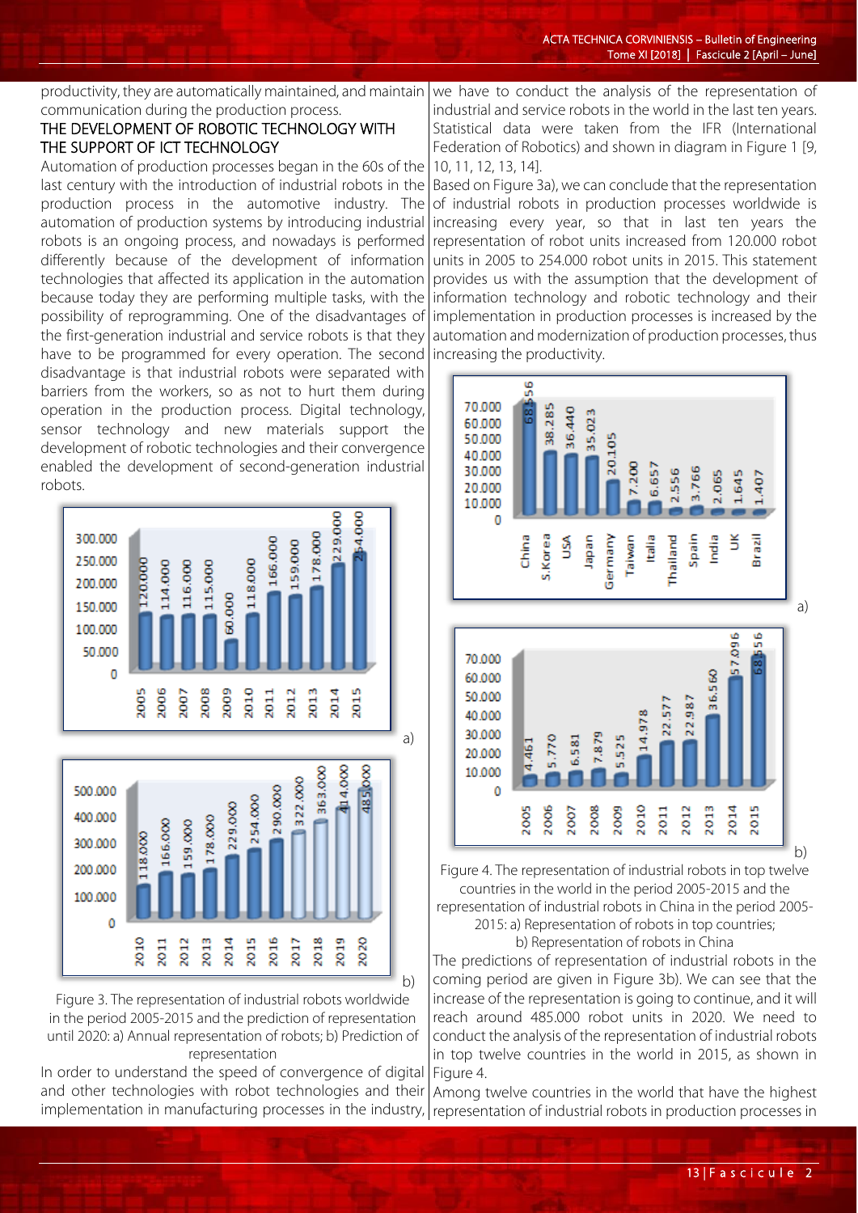productivity, they are automatically maintained, and maintain communication during the production process.

## THE DEVELOPMENT OF ROBOTIC TECHNOLOGY WITH THE SUPPORT OF ICT TECHNOLOGY

Automation of production processes began in the 60s of the last century with the introduction of industrial robots in the production process in the automotive industry. The automation of production systems by introducing industrial robots is an ongoing process, and nowadays is performed differently because of the development of information technologies that affected its application in the automation because today they are performing multiple tasks, with the possibility of reprogramming. One of the disadvantages of the first-generation industrial and service robots is that they have to be programmed for every operation. The second disadvantage is that industrial robots were separated with barriers from the workers, so as not to hurt them during operation in the production process. Digital technology, sensor technology and new materials support the development of robotic technologies and their convergence enabled the development of second-generation industrial robots.

Figure 3. The representation of industrial robots worldwide in the period 2005-2015 and the prediction of representation until 2020: a) Annual representation of robots; b) Prediction of representation

In order to understand the speed of convergence of digital and other technologies with robot technologies and their implementation in manufacturing processes in the industry, we have to conduct the analysis of the representation of industrial and service robots in the world in the last ten years. Statistical data were taken from the IFR (International Federation of Robotics) and shown in diagram in Figure 1 [9, 10, 11, 12, 13, 14].

Based on Figure 3a), we can conclude that the representation of industrial robots in production processes worldwide is increasing every year, so that in last ten years the representation of robot units increased from 120.000 robot units in 2005 to 254.000 robot units in 2015. This statement provides us with the assumption that the development of information technology and robotic technology and their implementation in production processes is increased by the automation and modernization of production processes, thus increasing the productivity.

Figure 4. The representation of industrial robots in top twelve countries in the world in the period 2005-2015 and the representation of industrial robots in China in the period 2005-2015: a) Representation of robots in top countries; b) Representation of robots in China

The predictions of representation of industrial robots in the coming period are given in Figure 3b). We can see that the increase of the representation is going to continue, and it will reach around 485.000 robot units in 2020. We need to conduct the analysis of the representation of industrial robots in top twelve countries in the world in 2015, as shown in Figure 4.

Among twelve countries in the world that have the highest representation of industrial robots in production processes in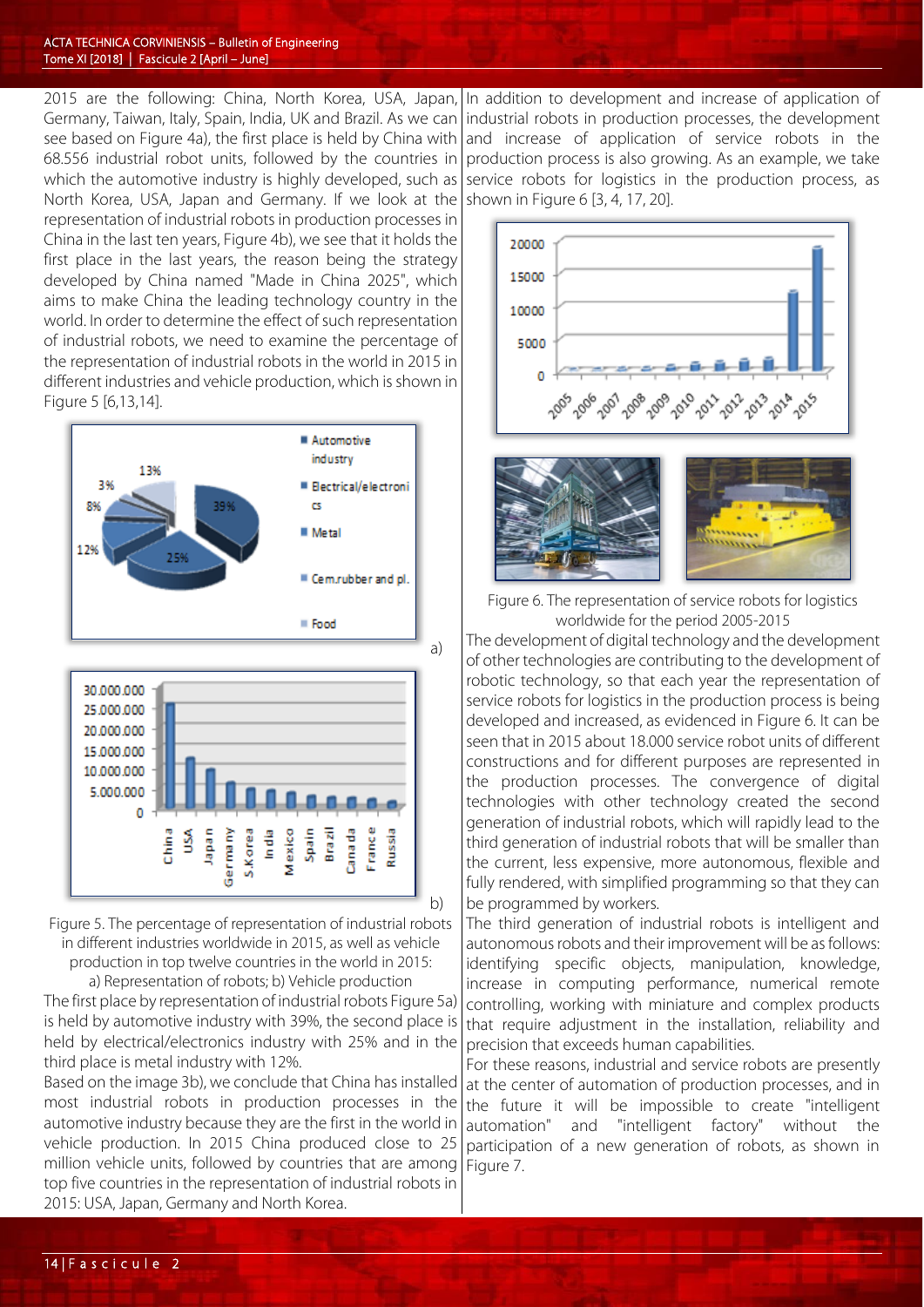2015 are the following: China, North Korea, USA, Japan, Germany, Taiwan, Italy, Spain, India, UK and Brazil. As we can see based on Figure 4a), the first place is held by China with 68.556 industrial robot units, followed by the countries in which the automotive industry is highly developed, such as North Korea, USA, Japan and Germany. If we look at the representation of industrial robots in production processes in China in the last ten years, Figure 4b), we see that it holds the first place in the last years, the reason being the strategy developed by China named "Made in China 2025", which aims to make China the leading technology country in the world. In order to determine the effect of such representation of industrial robots, we need to examine the percentage of the representation of industrial robots in the world in 2015 in different industries and vehicle production, which is shown in Figure 5 [6,13,14].

Figure 5. The percentage of representation of industrial robots in different industries worldwide in 2015, as well as vehicle production in top twelve countries in the world in 2015:
a) Representation of robots; b) Vehicle production

The first place by representation of industrial robots Figure 5a) is held by automotive industry with 39%, the second place is held by electrical/electronics industry with 25% and in the third place is metal industry with 12%.

Based on the image 3b), we conclude that China has installed most industrial robots in production processes in the automotive industry because they are the first in the world in vehicle production. In 2015 China produced close to 25 million vehicle units, followed by countries that are among top five countries in the representation of industrial robots in 2015: USA, Japan, Germany and North Korea.

In addition to development and increase of application of industrial robots in production processes, the development and increase of application of service robots in the production process is also growing. As an example, we take service robots for logistics in the production process, as shown in Figure 6 [3, 4, 17, 20].

Figure 6. The representation of service robots for logistics worldwide for the period 2005-2015

The development of digital technology and the development of other technologies are contributing to the development of robotic technology, so that each year the representation of service robots for logistics in the production process is being developed and increased, as evidenced in Figure 6. It can be seen that in 2015 about 18.000 service robot units of different constructions and for different purposes are represented in the production processes. The convergence of digital technologies with other technology created the second generation of industrial robots, which will rapidly lead to the third generation of industrial robots that will be smaller than the current, less expensive, more autonomous, flexible and fully rendered, with simplified programming so that they can be programmed by workers.

The third generation of industrial robots is intelligent and autonomous robots and their improvement will be as follows: identifying specific objects, manipulation, knowledge, increase in computing performance, numerical remote controlling, working with miniature and complex products that require adjustment in the installation, reliability and precision that exceeds human capabilities.

For these reasons, industrial and service robots are presently at the center of automation of production processes, and in the future it will be impossible to create "intelligent automation" and "intelligent factory" without the participation of a new generation of robots, as shown in Figure 7.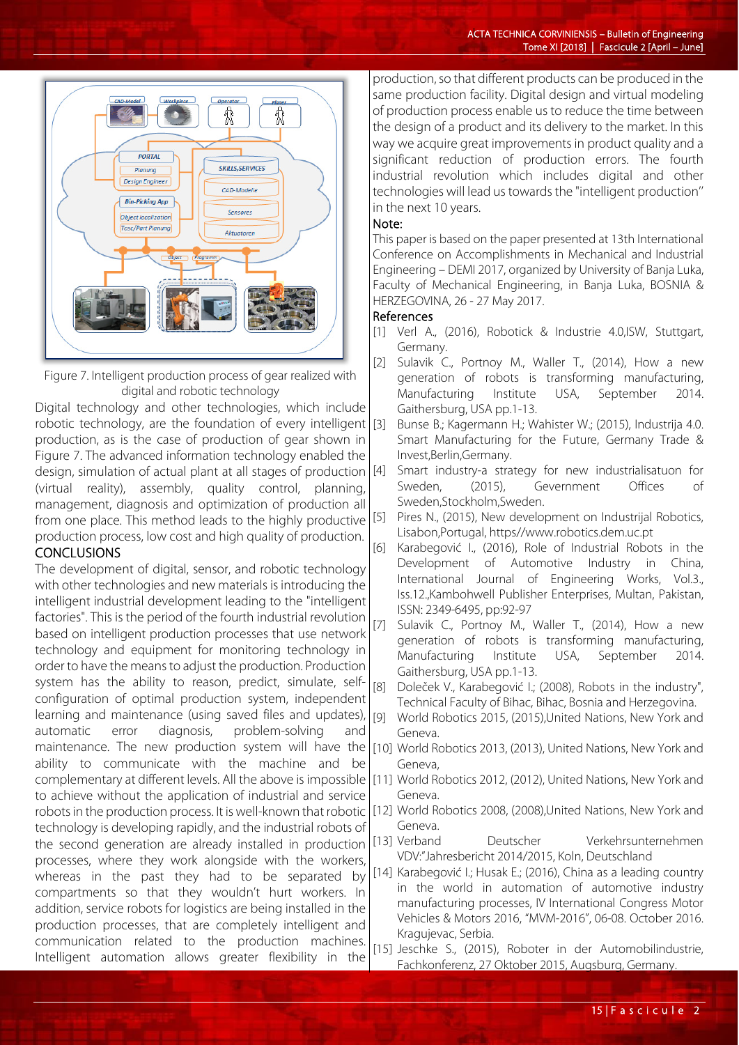Figure 7. Intelligent production process of gear realized with digital and robotic technology

Digital technology and other technologies, which include robotic technology, are the foundation of every intelligent production, as is the case of production of gear shown in Figure 7. The advanced information technology enabled the design, simulation of actual plant at all stages of production (virtual reality), assembly, quality control, planning, management, diagnosis and optimization of production all from one place. This method leads to the highly productive production process, low cost and high quality of production.

## CONCLUSIONS

The development of digital, sensor, and robotic technology with other technologies and new materials is introducing the intelligent industrial development leading to the "intelligent factories". This is the period of the fourth industrial revolution based on intelligent production processes that use network technology and equipment for monitoring technology in order to have the means to adjust the production. Production system has the ability to reason, predict, simulate, self-configuration of optimal production system, independent learning and maintenance (using saved files and updates), automatic error diagnosis, problem-solving and maintenance. The new production system will have the ability to communicate with the machine and be complementary at different levels. All the above is impossible to achieve without the application of industrial and service robots in the production process. It is well-known that robotic technology is developing rapidly, and the industrial robots of the second generation are already installed in production processes, where they work alongside with the workers, whereas in the past they had to be separated by compartments so that they wouldn't hurt workers. In addition, service robots for logistics are being installed in the production processes, that are completely intelligent and communication related to the production machines. Intelligent automation allows greater flexibility in the production, so that different products can be produced in the same production facility. Digital design and virtual modeling of production process enable us to reduce the time between the design of a product and its delivery to the market. In this way we acquire great improvements in product quality and a significant reduction of production errors. The fourth industrial revolution which includes digital and other technologies will lead us towards the "intelligent production" in the next 10 years.

### Note:

This paper is based on the paper presented at 13th International Conference on Accomplishments in Mechanical and Industrial Engineering – DEMI 2017, organized by University of Banja Luka, Faculty of Mechanical Engineering, in Banja Luka, BOSNIA & HERZEGOVINA, 26 - 27 May 2017.

### References

[1] Verl A., (2016), Robotick & Industrie 4.0,ISW, Stuttgart, Germany.

[2] Sulavik C., Portnoy M., Waller T., (2014), How a new generation of robots is transforming manufacturing, Manufacturing Institute USA, September 2014. Gaithersburg, USA pp.1-13.

[3] Bunse B.; Kagermann H.; Wahister W.; (2015), Industrija 4.0. Smart Manufacturing for the Future, Germany Trade & Invest,Berlin,Germany.

[4] Smart industry-a strategy for new industrialisatuon for Sweden, (2015), Government Offices of Sweden,Stockholm,Sweden.

[5] Pires N., (2015), New development on Industrijal Robotics, Lisabon,Portugal, https//www.robotics.dem.uc.pt

[6] Karabegović I., (2016), Role of Industrial Robots in the Development of Automotive Industry in China, International Journal of Engineering Works, Vol.3., Iss.12.,Kambohwell Publisher Enterprises, Multan, Pakistan, ISSN: 2349-6495, pp:92-97

[7] Sulavik C., Portnoy M., Waller T., (2014), How a new generation of robots is transforming manufacturing, Manufacturing Institute USA, September 2014. Gaithersburg, USA pp.1-13.

[8] Doleček V., Karabegović I.; (2008), Robots in the industry", Technical Faculty of Bihac, Bihac, Bosnia and Herzegovina.

[9] World Robotics 2015, (2015),United Nations, New York and Geneva.

[10] World Robotics 2013, (2013), United Nations, New York and Geneva,

[11] World Robotics 2012, (2012), United Nations, New York and Geneva.

[12] World Robotics 2008, (2008),United Nations, New York and Geneva.

[13] Verband Deutscher Verkehrsunternehmen VDV:"Jahresbericht 2014/2015, Koln, Deutschland

[14] Karabegović I.; Husak E.; (2016), China as a leading country in the world in automation of automotive industry manufacturing processes, IV International Congress Motor Vehicles & Motors 2016, "MVM-2016", 06-08. October 2016. Kragujevac, Serbia.

[15] Jeschke S., (2015), Roboter in der Automobilindustrie, Fachkonferenz, 27 Oktober 2015, Augsburg, Germany.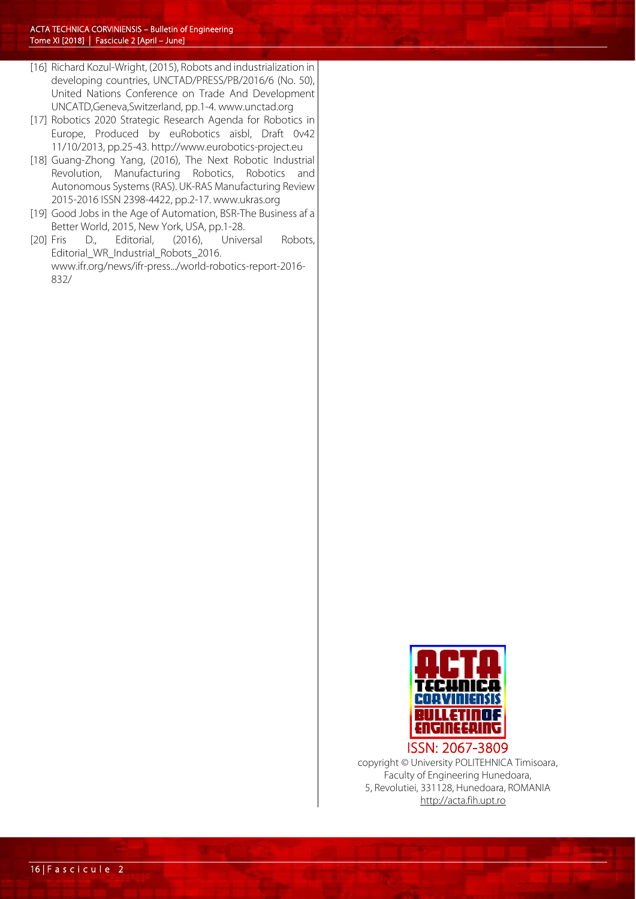[16] Richard Kozul-Wright, (2015), Robots and industrialization in developing countries, UNCTAD/PRESS/PB/2016/6 (No. 50), United Nations Conference on Trade And Development UNCTAD,Geneva,Switzerland, pp.1-4. www.unctad.org

[17] Robotics 2020 Strategic Research Agenda for Robotics in Europe, Produced by euRobotics aisbl, Draft 0v42 11/10/2013, pp.25-43. http://www.eurobotics-project.eu

[18] Guang-Zhong Yang, (2016), The Next Robotic Industrial Revolution, Manufacturing Robotics, Robotics and Autonomous Systems (RAS). UK-RAS Manufacturing Review 2015-2016 ISSN 2398-4422, pp.2-17. www.ukras.org

[19] Good Jobs in the Age of Automation, BSR-The Business af a Better World, 2015, New York, USA, pp.1-28.

[20] Fris D., Editorial, (2016), Universal Robots, Editorial_WR_Industrial_Robots_2016. www.ifr.org/news/ifr-press.../world-robotics-report-2016-832/

ISSN: 2067-3809

copyright © University POLITEHNICA Timisoara, Faculty of Engineering Hunedoara, 5, Revolutiei, 331128, Hunedoara, ROMANIA http://acta.fih.upt.ro